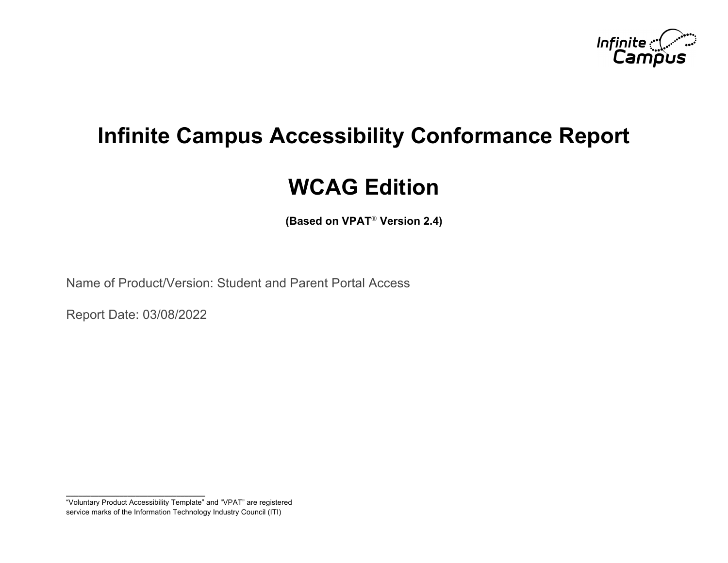# Infinite Campus Accessibility Conformance Report

# WCAG Edition

**(Based on VPAT® Version 2.4)**

Name of Product/Version: Student and Parent Portal Access

Report Date: 03/08/2022

---

"Voluntary Product Accessibility Template" and "VPAT" are registered service marks of the Information Technology Industry Council (ITI)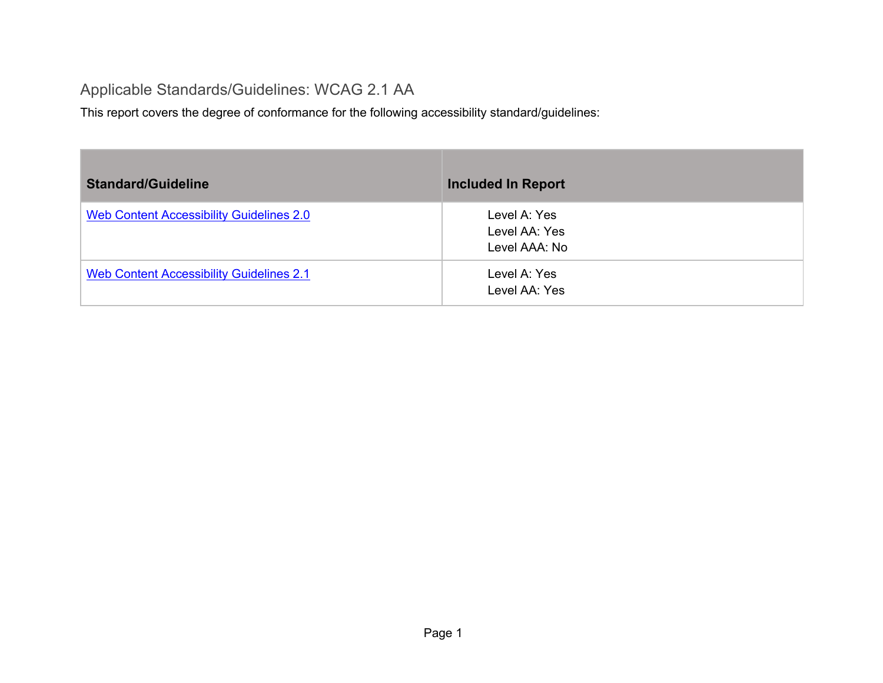## Applicable Standards/Guidelines: WCAG 2.1 AA

This report covers the degree of conformance for the following accessibility standard/guidelines:

| Standard/Guideline | Included In Report |
| --- | --- |
| Web Content Accessibility Guidelines 2.0 | Level A: Yes<br>Level AA: Yes<br>Level AAA: No |
| Web Content Accessibility Guidelines 2.1 | Level A: Yes<br>Level AA: Yes |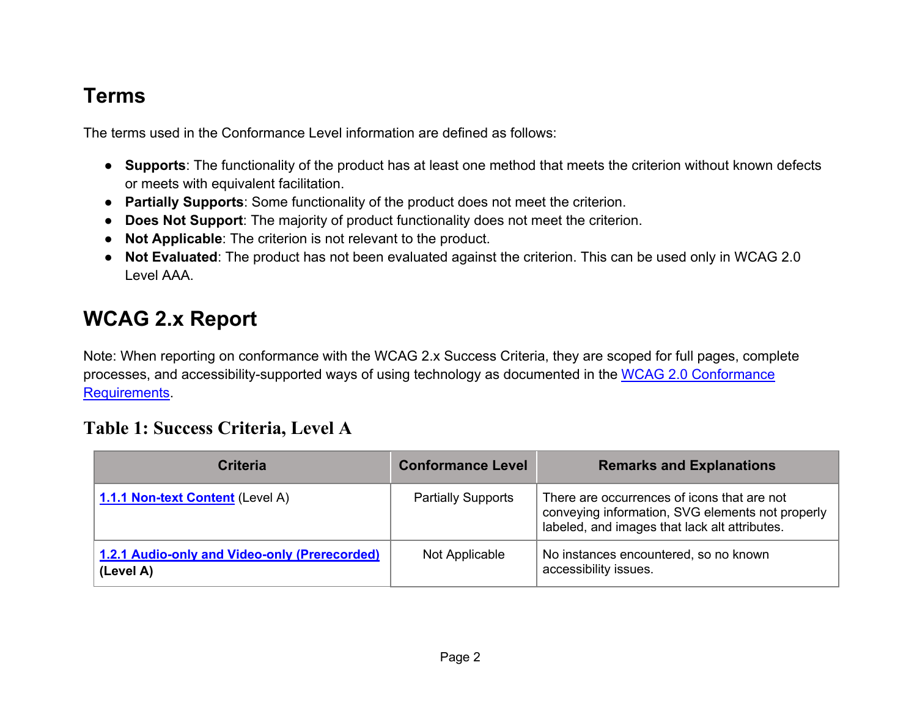## Terms

The terms used in the Conformance Level information are defined as follows:

- **Supports**: The functionality of the product has at least one method that meets the criterion without known defects or meets with equivalent facilitation.
- **Partially Supports**: Some functionality of the product does not meet the criterion.
- **Does Not Support**: The majority of product functionality does not meet the criterion.
- **Not Applicable**: The criterion is not relevant to the product.
- **Not Evaluated**: The product has not been evaluated against the criterion. This can be used only in WCAG 2.0 Level AAA.

## WCAG 2.x Report

Note: When reporting on conformance with the WCAG 2.x Success Criteria, they are scoped for full pages, complete processes, and accessibility-supported ways of using technology as documented in the WCAG 2.0 Conformance Requirements.

### Table 1: Success Criteria, Level A

| Criteria | Conformance Level | Remarks and Explanations |
|---|---|---|
| **1.1.1 Non-text Content** (Level A) | Partially Supports | There are occurrences of icons that are not conveying information, SVG elements not properly labeled, and images that lack alt attributes. |
| **1.2.1 Audio-only and Video-only (Prerecorded) (Level A)** | Not Applicable | No instances encountered, so no known accessibility issues. |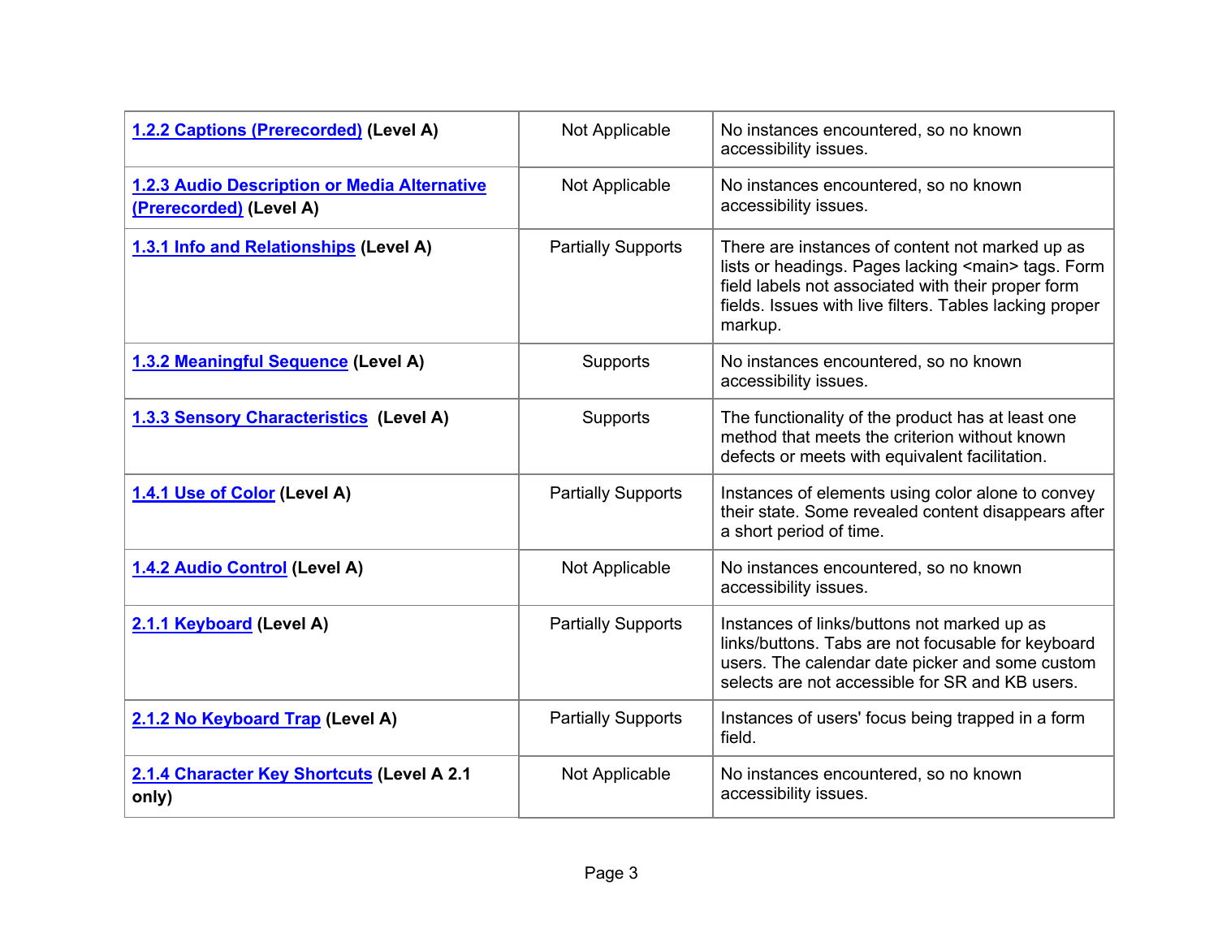| | | |
|---|---|---|
| **1.2.2 Captions (Prerecorded) (Level A)** | Not Applicable | No instances encountered, so no known accessibility issues. |
| **1.2.3 Audio Description or Media Alternative (Prerecorded) (Level A)** | Not Applicable | No instances encountered, so no known accessibility issues. |
| **1.3.1 Info and Relationships (Level A)** | Partially Supports | There are instances of content not marked up as lists or headings. Pages lacking <main> tags. Form field labels not associated with their proper form fields. Issues with live filters. Tables lacking proper markup. |
| **1.3.2 Meaningful Sequence (Level A)** | Supports | No instances encountered, so no known accessibility issues. |
| **1.3.3 Sensory Characteristics (Level A)** | Supports | The functionality of the product has at least one method that meets the criterion without known defects or meets with equivalent facilitation. |
| **1.4.1 Use of Color (Level A)** | Partially Supports | Instances of elements using color alone to convey their state. Some revealed content disappears after a short period of time. |
| **1.4.2 Audio Control (Level A)** | Not Applicable | No instances encountered, so no known accessibility issues. |
| **2.1.1 Keyboard (Level A)** | Partially Supports | Instances of links/buttons not marked up as links/buttons. Tabs are not focusable for keyboard users. The calendar date picker and some custom selects are not accessible for SR and KB users. |
| **2.1.2 No Keyboard Trap (Level A)** | Partially Supports | Instances of users' focus being trapped in a form field. |
| **2.1.4 Character Key Shortcuts (Level A 2.1 only)** | Not Applicable | No instances encountered, so no known accessibility issues. |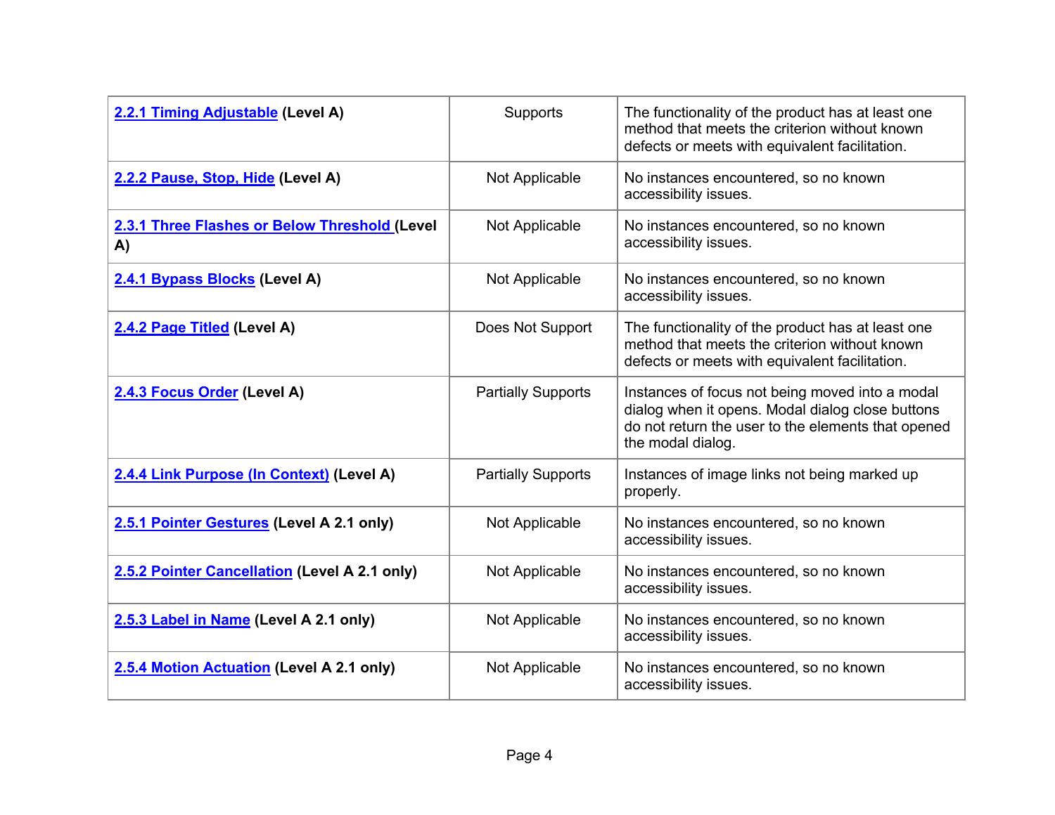| | | |
|---|---|---|
| **2.2.1 Timing Adjustable (Level A)** | Supports | The functionality of the product has at least one method that meets the criterion without known defects or meets with equivalent facilitation. |
| **2.2.2 Pause, Stop, Hide (Level A)** | Not Applicable | No instances encountered, so no known accessibility issues. |
| **2.3.1 Three Flashes or Below Threshold (Level A)** | Not Applicable | No instances encountered, so no known accessibility issues. |
| **2.4.1 Bypass Blocks (Level A)** | Not Applicable | No instances encountered, so no known accessibility issues. |
| **2.4.2 Page Titled (Level A)** | Does Not Support | The functionality of the product has at least one method that meets the criterion without known defects or meets with equivalent facilitation. |
| **2.4.3 Focus Order (Level A)** | Partially Supports | Instances of focus not being moved into a modal dialog when it opens. Modal dialog close buttons do not return the user to the elements that opened the modal dialog. |
| **2.4.4 Link Purpose (In Context) (Level A)** | Partially Supports | Instances of image links not being marked up properly. |
| **2.5.1 Pointer Gestures (Level A 2.1 only)** | Not Applicable | No instances encountered, so no known accessibility issues. |
| **2.5.2 Pointer Cancellation (Level A 2.1 only)** | Not Applicable | No instances encountered, so no known accessibility issues. |
| **2.5.3 Label in Name (Level A 2.1 only)** | Not Applicable | No instances encountered, so no known accessibility issues. |
| **2.5.4 Motion Actuation (Level A 2.1 only)** | Not Applicable | No instances encountered, so no known accessibility issues. |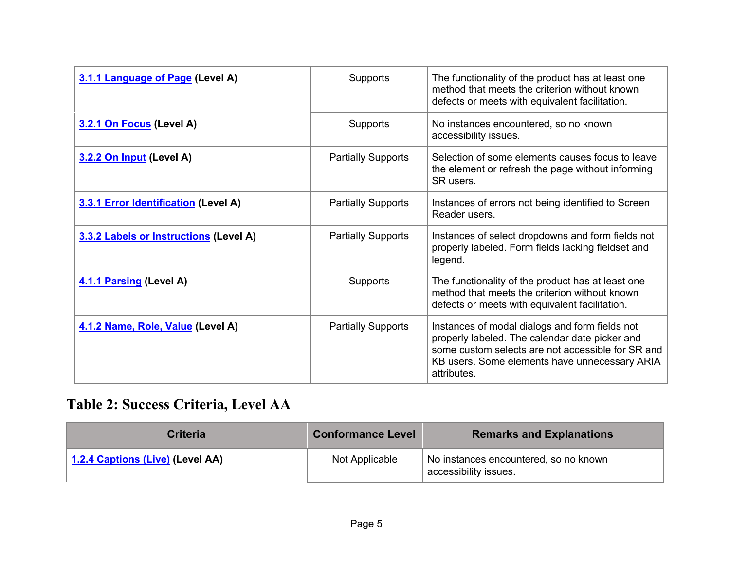| | | |
|---|---|---|
| [3.1.1 Language of Page](#) **(Level A)** | Supports | The functionality of the product has at least one method that meets the criterion without known defects or meets with equivalent facilitation. |
| [3.2.1 On Focus](#) **(Level A)** | Supports | No instances encountered, so no known accessibility issues. |
| [3.2.2 On Input](#) **(Level A)** | Partially Supports | Selection of some elements causes focus to leave the element or refresh the page without informing SR users. |
| [3.3.1 Error Identification](#) **(Level A)** | Partially Supports | Instances of errors not being identified to Screen Reader users. |
| [3.3.2 Labels or Instructions](#) **(Level A)** | Partially Supports | Instances of select dropdowns and form fields not properly labeled. Form fields lacking fieldset and legend. |
| [4.1.1 Parsing](#) **(Level A)** | Supports | The functionality of the product has at least one method that meets the criterion without known defects or meets with equivalent facilitation. |
| [4.1.2 Name, Role, Value](#) **(Level A)** | Partially Supports | Instances of modal dialogs and form fields not properly labeled. The calendar date picker and some custom selects are not accessible for SR and KB users. Some elements have unnecessary ARIA attributes. |

## Table 2: Success Criteria, Level AA

| Criteria | Conformance Level | Remarks and Explanations |
|---|---|---|
| [1.2.4 Captions (Live)](#) **(Level AA)** | Not Applicable | No instances encountered, so no known accessibility issues. |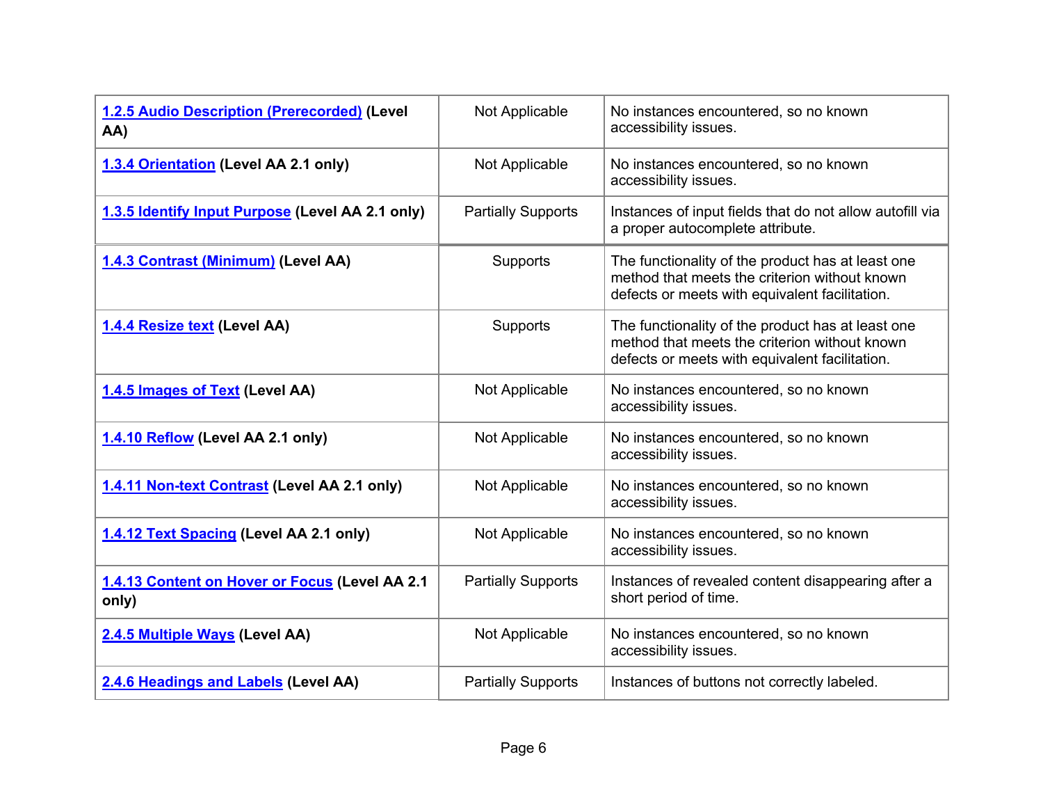| | | |
|---|---|---|
| **1.2.5 Audio Description (Prerecorded) (Level AA)** | Not Applicable | No instances encountered, so no known accessibility issues. |
| **1.3.4 Orientation (Level AA 2.1 only)** | Not Applicable | No instances encountered, so no known accessibility issues. |
| **1.3.5 Identify Input Purpose (Level AA 2.1 only)** | Partially Supports | Instances of input fields that do not allow autofill via a proper autocomplete attribute. |
| **1.4.3 Contrast (Minimum) (Level AA)** | Supports | The functionality of the product has at least one method that meets the criterion without known defects or meets with equivalent facilitation. |
| **1.4.4 Resize text (Level AA)** | Supports | The functionality of the product has at least one method that meets the criterion without known defects or meets with equivalent facilitation. |
| **1.4.5 Images of Text (Level AA)** | Not Applicable | No instances encountered, so no known accessibility issues. |
| **1.4.10 Reflow (Level AA 2.1 only)** | Not Applicable | No instances encountered, so no known accessibility issues. |
| **1.4.11 Non-text Contrast (Level AA 2.1 only)** | Not Applicable | No instances encountered, so no known accessibility issues. |
| **1.4.12 Text Spacing (Level AA 2.1 only)** | Not Applicable | No instances encountered, so no known accessibility issues. |
| **1.4.13 Content on Hover or Focus (Level AA 2.1 only)** | Partially Supports | Instances of revealed content disappearing after a short period of time. |
| **2.4.5 Multiple Ways (Level AA)** | Not Applicable | No instances encountered, so no known accessibility issues. |
| **2.4.6 Headings and Labels (Level AA)** | Partially Supports | Instances of buttons not correctly labeled. |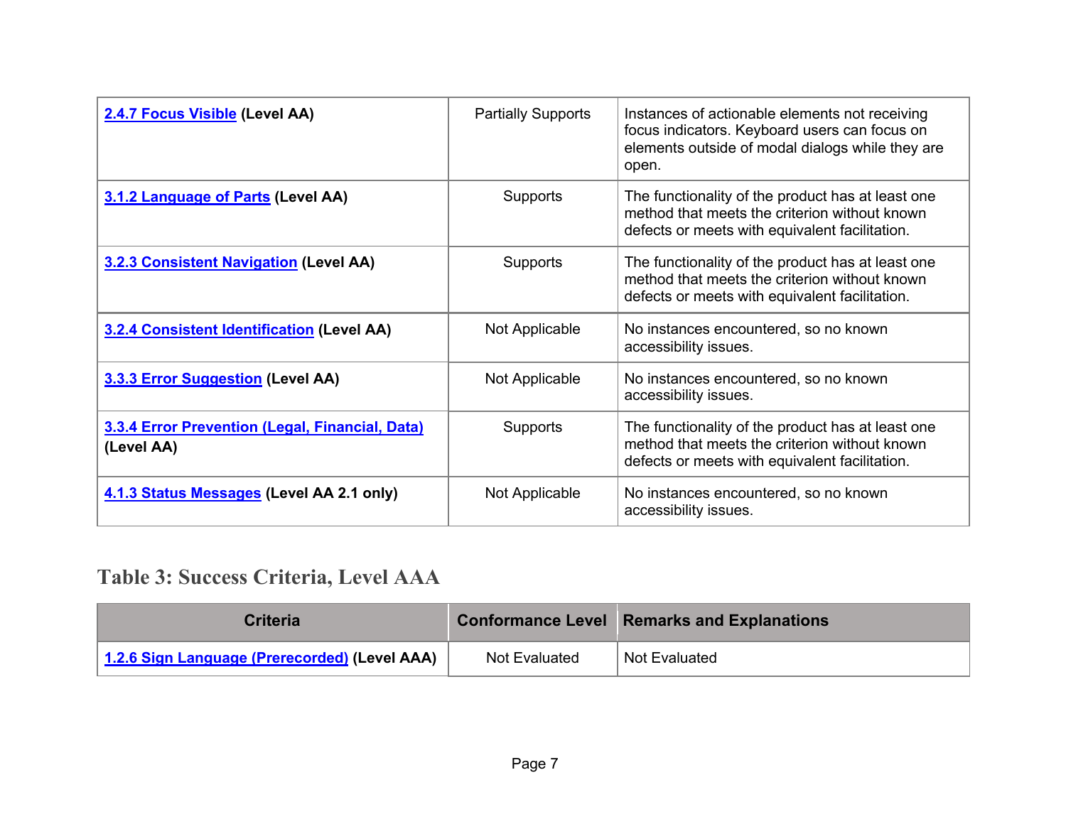| | | |
|---|---|---|
| [2.4.7 Focus Visible](#) **(Level AA)** | Partially Supports | Instances of actionable elements not receiving focus indicators. Keyboard users can focus on elements outside of modal dialogs while they are open. |
| [3.1.2 Language of Parts](#) **(Level AA)** | Supports | The functionality of the product has at least one method that meets the criterion without known defects or meets with equivalent facilitation. |
| [3.2.3 Consistent Navigation](#) **(Level AA)** | Supports | The functionality of the product has at least one method that meets the criterion without known defects or meets with equivalent facilitation. |
| [3.2.4 Consistent Identification](#) **(Level AA)** | Not Applicable | No instances encountered, so no known accessibility issues. |
| [3.3.3 Error Suggestion](#) **(Level AA)** | Not Applicable | No instances encountered, so no known accessibility issues. |
| [3.3.4 Error Prevention (Legal, Financial, Data)](#) **(Level AA)** | Supports | The functionality of the product has at least one method that meets the criterion without known defects or meets with equivalent facilitation. |
| [4.1.3 Status Messages](#) **(Level AA 2.1 only)** | Not Applicable | No instances encountered, so no known accessibility issues. |

## Table 3: Success Criteria, Level AAA

| Criteria | Conformance Level | Remarks and Explanations |
|---|---|---|
| [1.2.6 Sign Language (Prerecorded)](#) **(Level AAA)** | Not Evaluated | Not Evaluated |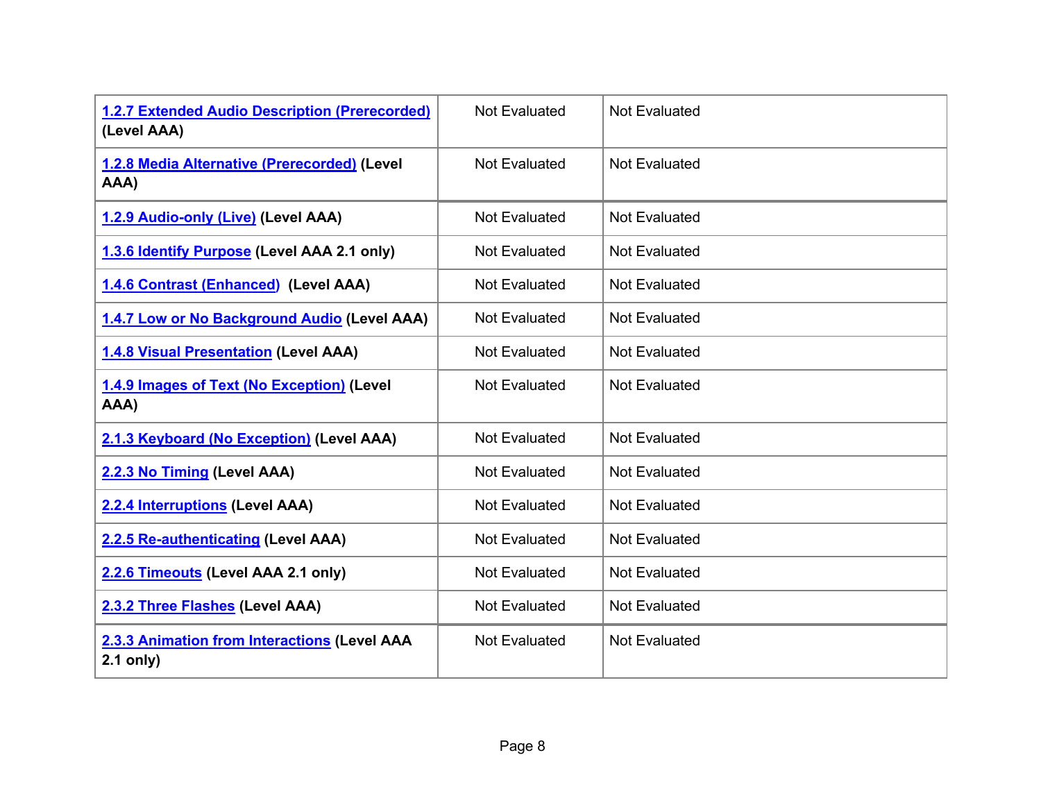| | | |
|---|---|---|
| **1.2.7 Extended Audio Description (Prerecorded) (Level AAA)** | Not Evaluated | Not Evaluated |
| **1.2.8 Media Alternative (Prerecorded) (Level AAA)** | Not Evaluated | Not Evaluated |
| **1.2.9 Audio-only (Live) (Level AAA)** | Not Evaluated | Not Evaluated |
| **1.3.6 Identify Purpose (Level AAA 2.1 only)** | Not Evaluated | Not Evaluated |
| **1.4.6 Contrast (Enhanced) (Level AAA)** | Not Evaluated | Not Evaluated |
| **1.4.7 Low or No Background Audio (Level AAA)** | Not Evaluated | Not Evaluated |
| **1.4.8 Visual Presentation (Level AAA)** | Not Evaluated | Not Evaluated |
| **1.4.9 Images of Text (No Exception) (Level AAA)** | Not Evaluated | Not Evaluated |
| **2.1.3 Keyboard (No Exception) (Level AAA)** | Not Evaluated | Not Evaluated |
| **2.2.3 No Timing (Level AAA)** | Not Evaluated | Not Evaluated |
| **2.2.4 Interruptions (Level AAA)** | Not Evaluated | Not Evaluated |
| **2.2.5 Re-authenticating (Level AAA)** | Not Evaluated | Not Evaluated |
| **2.2.6 Timeouts (Level AAA 2.1 only)** | Not Evaluated | Not Evaluated |
| **2.3.2 Three Flashes (Level AAA)** | Not Evaluated | Not Evaluated |
| **2.3.3 Animation from Interactions (Level AAA 2.1 only)** | Not Evaluated | Not Evaluated |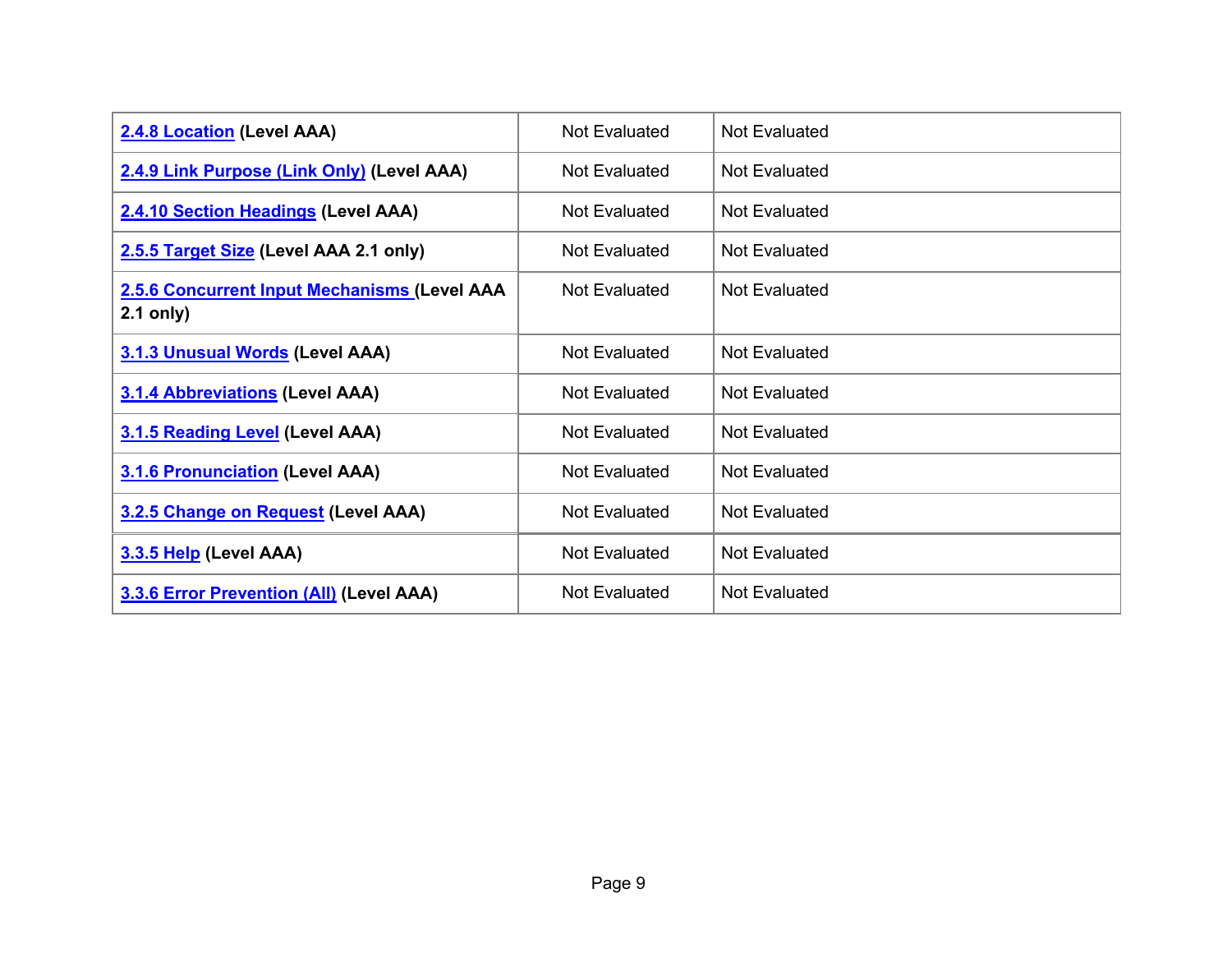| | | |
|---|---|---|
| **2.4.8 Location (Level AAA)** | Not Evaluated | Not Evaluated |
| **2.4.9 Link Purpose (Link Only) (Level AAA)** | Not Evaluated | Not Evaluated |
| **2.4.10 Section Headings (Level AAA)** | Not Evaluated | Not Evaluated |
| **2.5.5 Target Size (Level AAA 2.1 only)** | Not Evaluated | Not Evaluated |
| **2.5.6 Concurrent Input Mechanisms (Level AAA 2.1 only)** | Not Evaluated | Not Evaluated |
| **3.1.3 Unusual Words (Level AAA)** | Not Evaluated | Not Evaluated |
| **3.1.4 Abbreviations (Level AAA)** | Not Evaluated | Not Evaluated |
| **3.1.5 Reading Level (Level AAA)** | Not Evaluated | Not Evaluated |
| **3.1.6 Pronunciation (Level AAA)** | Not Evaluated | Not Evaluated |
| **3.2.5 Change on Request (Level AAA)** | Not Evaluated | Not Evaluated |
| **3.3.5 Help (Level AAA)** | Not Evaluated | Not Evaluated |
| **3.3.6 Error Prevention (All) (Level AAA)** | Not Evaluated | Not Evaluated |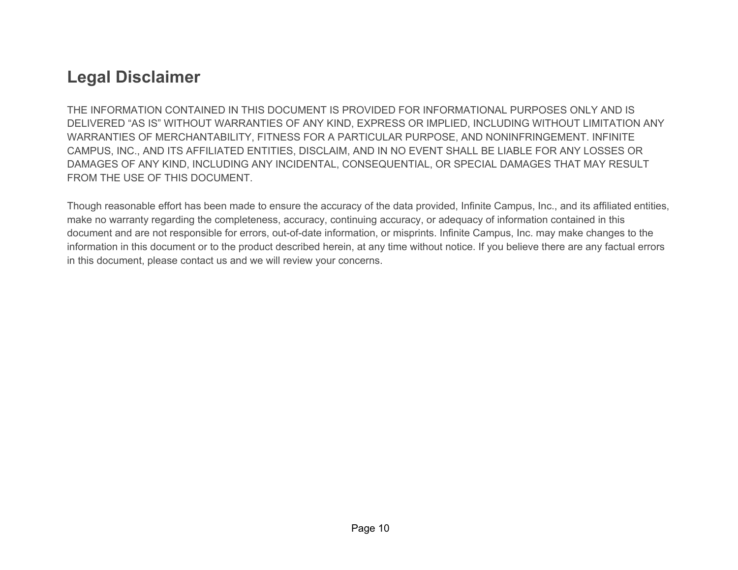## Legal Disclaimer

THE INFORMATION CONTAINED IN THIS DOCUMENT IS PROVIDED FOR INFORMATIONAL PURPOSES ONLY AND IS DELIVERED “AS IS” WITHOUT WARRANTIES OF ANY KIND, EXPRESS OR IMPLIED, INCLUDING WITHOUT LIMITATION ANY WARRANTIES OF MERCHANTABILITY, FITNESS FOR A PARTICULAR PURPOSE, AND NONINFRINGEMENT. INFINITE CAMPUS, INC., AND ITS AFFILIATED ENTITIES, DISCLAIM, AND IN NO EVENT SHALL BE LIABLE FOR ANY LOSSES OR DAMAGES OF ANY KIND, INCLUDING ANY INCIDENTAL, CONSEQUENTIAL, OR SPECIAL DAMAGES THAT MAY RESULT FROM THE USE OF THIS DOCUMENT.

Though reasonable effort has been made to ensure the accuracy of the data provided, Infinite Campus, Inc., and its affiliated entities, make no warranty regarding the completeness, accuracy, continuing accuracy, or adequacy of information contained in this document and are not responsible for errors, out-of-date information, or misprints. Infinite Campus, Inc. may make changes to the information in this document or to the product described herein, at any time without notice. If you believe there are any factual errors in this document, please contact us and we will review your concerns.